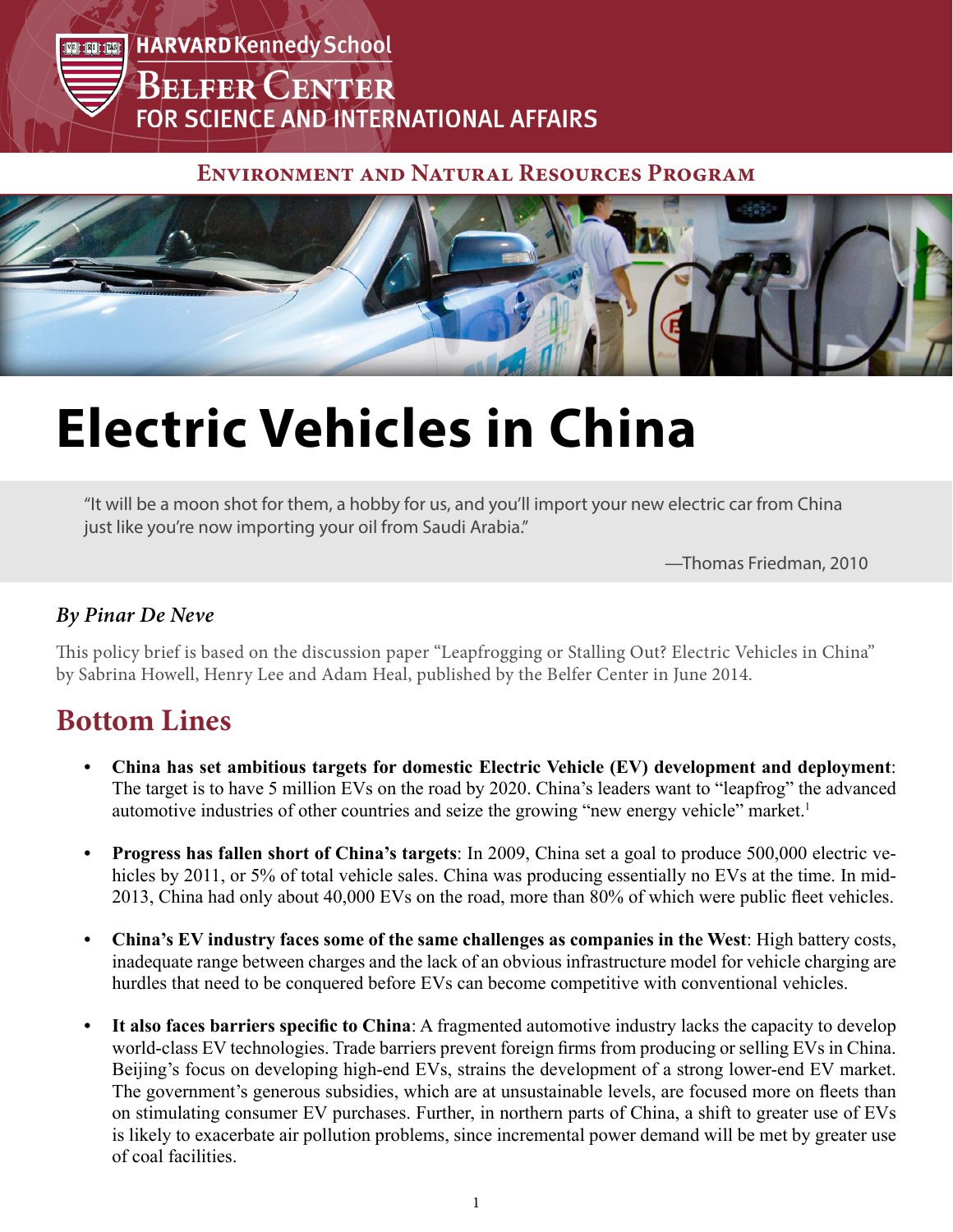HARVARD Kennedy School

BELFER CENTER FOR SCIENCE AND INTERNATIONAL AFFAIRS

ENVIRONMENT AND NATURAL RESOURCES PROGRAM

# Electric Vehicles in China

"It will be a moon shot for them, a hobby for us, and you'll import your new electric car from China just like you're now importing your oil from Saudi Arabia."

—Thomas Friedman, 2010

***By Pinar De Neve***

This policy brief is based on the discussion paper "Leapfrogging or Stalling Out? Electric Vehicles in China" by Sabrina Howell, Henry Lee and Adam Heal, published by the Belfer Center in June 2014.

## Bottom Lines

- **China has set ambitious targets for domestic Electric Vehicle (EV) development and deployment**: The target is to have 5 million EVs on the road by 2020. China's leaders want to "leapfrog" the advanced automotive industries of other countries and seize the growing "new energy vehicle" market.[1]

- **Progress has fallen short of China's targets**: In 2009, China set a goal to produce 500,000 electric vehicles by 2011, or 5% of total vehicle sales. China was producing essentially no EVs at the time. In mid-2013, China had only about 40,000 EVs on the road, more than 80% of which were public fleet vehicles.

- **China's EV industry faces some of the same challenges as companies in the West**: High battery costs, inadequate range between charges and the lack of an obvious infrastructure model for vehicle charging are hurdles that need to be conquered before EVs can become competitive with conventional vehicles.

- **It also faces barriers specific to China**: A fragmented automotive industry lacks the capacity to develop world-class EV technologies. Trade barriers prevent foreign firms from producing or selling EVs in China. Beijing's focus on developing high-end EVs, strains the development of a strong lower-end EV market. The government's generous subsidies, which are at unsustainable levels, are focused more on fleets than on stimulating consumer EV purchases. Further, in northern parts of China, a shift to greater use of EVs is likely to exacerbate air pollution problems, since incremental power demand will be met by greater use of coal facilities.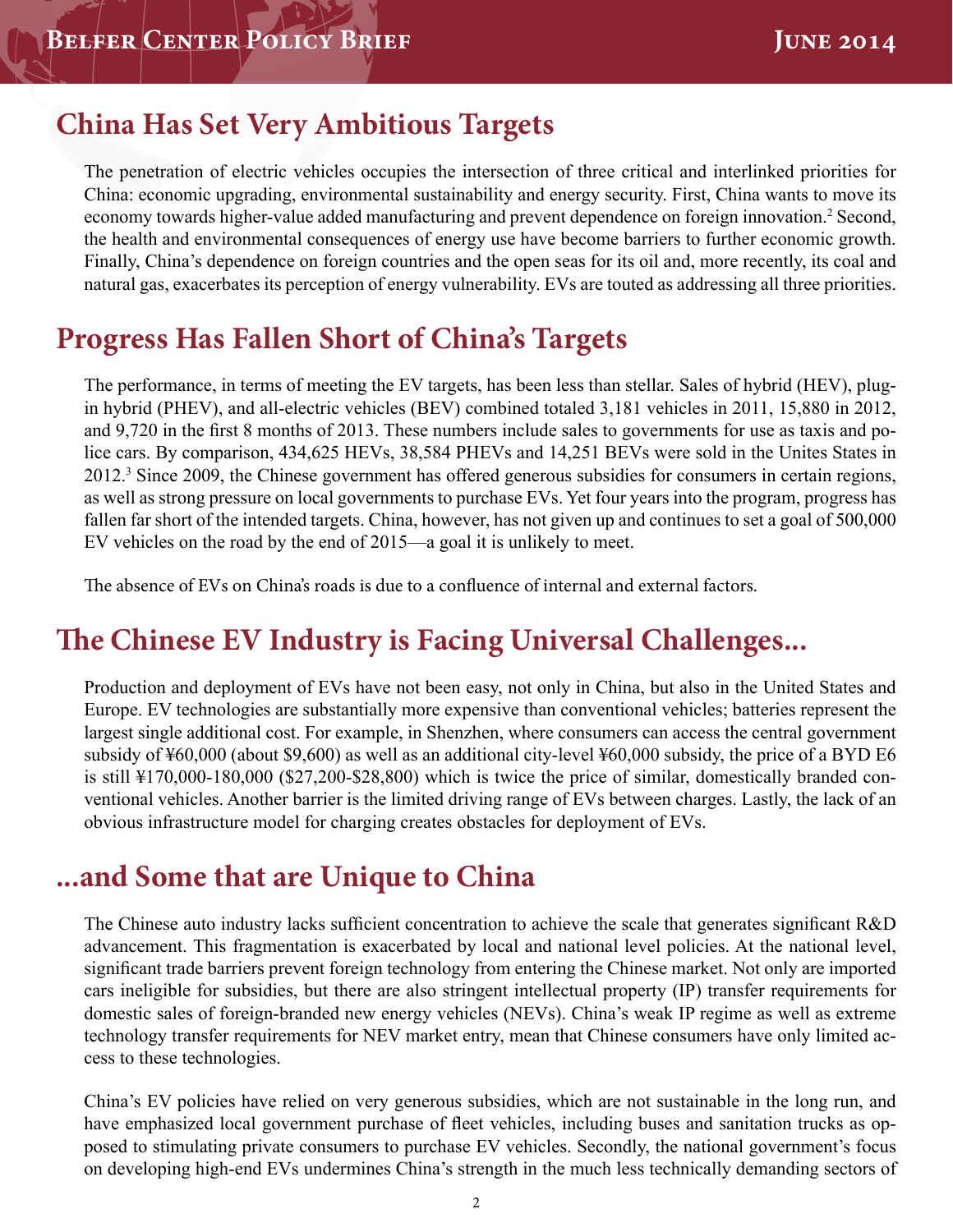## China Has Set Very Ambitious Targets

The penetration of electric vehicles occupies the intersection of three critical and interlinked priorities for China: economic upgrading, environmental sustainability and energy security. First, China wants to move its economy towards higher-value added manufacturing and prevent dependence on foreign innovation.[2] Second, the health and environmental consequences of energy use have become barriers to further economic growth. Finally, China's dependence on foreign countries and the open seas for its oil and, more recently, its coal and natural gas, exacerbates its perception of energy vulnerability. EVs are touted as addressing all three priorities.

## Progress Has Fallen Short of China's Targets

The performance, in terms of meeting the EV targets, has been less than stellar. Sales of hybrid (HEV), plug-in hybrid (PHEV), and all-electric vehicles (BEV) combined totaled 3,181 vehicles in 2011, 15,880 in 2012, and 9,720 in the first 8 months of 2013. These numbers include sales to governments for use as taxis and police cars. By comparison, 434,625 HEVs, 38,584 PHEVs and 14,251 BEVs were sold in the Unites States in 2012.[3] Since 2009, the Chinese government has offered generous subsidies for consumers in certain regions, as well as strong pressure on local governments to purchase EVs. Yet four years into the program, progress has fallen far short of the intended targets. China, however, has not given up and continues to set a goal of 500,000 EV vehicles on the road by the end of 2015—a goal it is unlikely to meet.

The absence of EVs on China's roads is due to a confluence of internal and external factors.

## The Chinese EV Industry is Facing Universal Challenges...

Production and deployment of EVs have not been easy, not only in China, but also in the United States and Europe. EV technologies are substantially more expensive than conventional vehicles; batteries represent the largest single additional cost. For example, in Shenzhen, where consumers can access the central government subsidy of ¥60,000 (about $9,600) as well as an additional city-level ¥60,000 subsidy, the price of a BYD E6 is still ¥170,000-180,000 ($27,200-$28,800) which is twice the price of similar, domestically branded conventional vehicles. Another barrier is the limited driving range of EVs between charges. Lastly, the lack of an obvious infrastructure model for charging creates obstacles for deployment of EVs.

## ...and Some that are Unique to China

The Chinese auto industry lacks sufficient concentration to achieve the scale that generates significant R&D advancement. This fragmentation is exacerbated by local and national level policies. At the national level, significant trade barriers prevent foreign technology from entering the Chinese market. Not only are imported cars ineligible for subsidies, but there are also stringent intellectual property (IP) transfer requirements for domestic sales of foreign-branded new energy vehicles (NEVs). China's weak IP regime as well as extreme technology transfer requirements for NEV market entry, mean that Chinese consumers have only limited access to these technologies.

China's EV policies have relied on very generous subsidies, which are not sustainable in the long run, and have emphasized local government purchase of fleet vehicles, including buses and sanitation trucks as opposed to stimulating private consumers to purchase EV vehicles. Secondly, the national government's focus on developing high-end EVs undermines China's strength in the much less technically demanding sectors of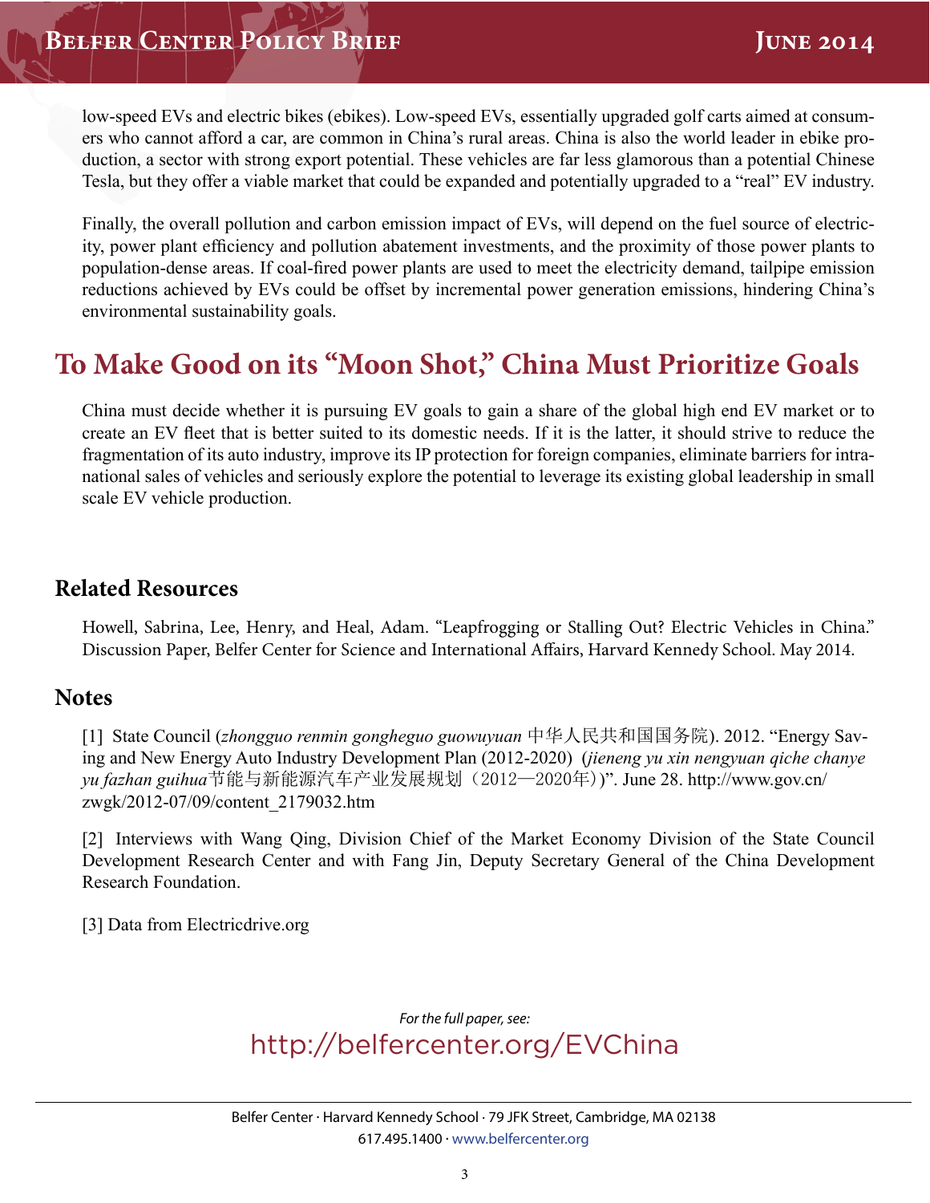low-speed EVs and electric bikes (ebikes). Low-speed EVs, essentially upgraded golf carts aimed at consumers who cannot afford a car, are common in China's rural areas. China is also the world leader in ebike production, a sector with strong export potential. These vehicles are far less glamorous than a potential Chinese Tesla, but they offer a viable market that could be expanded and potentially upgraded to a "real" EV industry.

Finally, the overall pollution and carbon emission impact of EVs, will depend on the fuel source of electricity, power plant efficiency and pollution abatement investments, and the proximity of those power plants to population-dense areas. If coal-fired power plants are used to meet the electricity demand, tailpipe emission reductions achieved by EVs could be offset by incremental power generation emissions, hindering China's environmental sustainability goals.

## To Make Good on its "Moon Shot," China Must Prioritize Goals

China must decide whether it is pursuing EV goals to gain a share of the global high end EV market or to create an EV fleet that is better suited to its domestic needs. If it is the latter, it should strive to reduce the fragmentation of its auto industry, improve its IP protection for foreign companies, eliminate barriers for intranational sales of vehicles and seriously explore the potential to leverage its existing global leadership in small scale EV vehicle production.

### Related Resources

Howell, Sabrina, Lee, Henry, and Heal, Adam. "Leapfrogging or Stalling Out? Electric Vehicles in China." Discussion Paper, Belfer Center for Science and International Affairs, Harvard Kennedy School. May 2014.

### Notes

[1] State Council (*zhongguo renmin gongheguo guowuyuan* 中华人民共和国国务院). 2012. "Energy Saving and New Energy Auto Industry Development Plan (2012-2020) (*jieneng yu xin nengyuan qiche chanye yu fazhan guihua*节能与新能源汽车产业发展规划（2012—2020年））". June 28. http://www.gov.cn/zwgk/2012-07/09/content_2179032.htm

[2] Interviews with Wang Qing, Division Chief of the Market Economy Division of the State Council Development Research Center and with Fang Jin, Deputy Secretary General of the China Development Research Foundation.

[3] Data from Electricdrive.org

*For the full paper, see:*

http://belfercenter.org/EVChina

Belfer Center · Harvard Kennedy School · 79 JFK Street, Cambridge, MA 02138
617.495.1400 · www.belfercenter.org